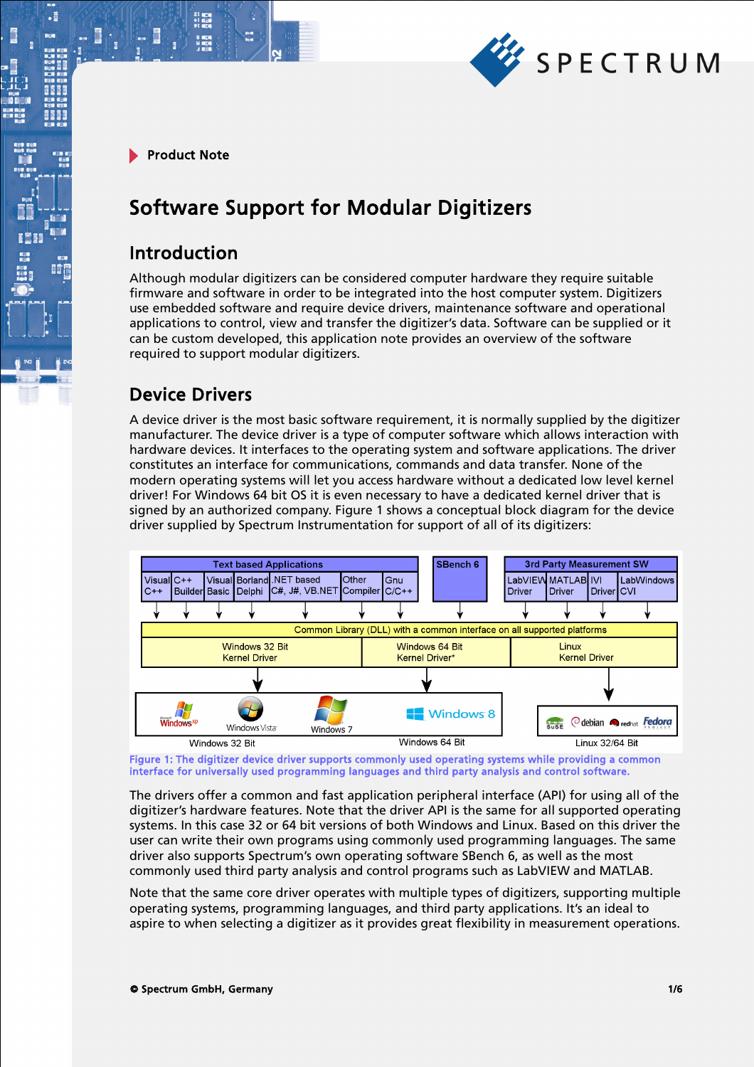Product Note

# Software Support for Modular Digitizers

## Introduction

Although modular digitizers can be considered computer hardware they require suitable firmware and software in order to be integrated into the host computer system. Digitizers use embedded software and require device drivers, maintenance software and operational applications to control, view and transfer the digitizer's data. Software can be supplied or it can be custom developed, this application note provides an overview of the software required to support modular digitizers.

## Device Drivers

A device driver is the most basic software requirement, it is normally supplied by the digitizer manufacturer. The device driver is a type of computer software which allows interaction with hardware devices. It interfaces to the operating system and software applications. The driver constitutes an interface for communications, commands and data transfer. None of the modern operating systems will let you access hardware without a dedicated low level kernel driver! For Windows 64 bit OS it is even necessary to have a dedicated kernel driver that is signed by an authorized company. Figure 1 shows a conceptual block diagram for the device driver supplied by Spectrum Instrumentation for support of all of its digitizers:

Figure 1: The digitizer device driver supports commonly used operating systems while providing a common interface for universally used programming languages and third party analysis and control software.

The drivers offer a common and fast application peripheral interface (API) for using all of the digitizer's hardware features. Note that the driver API is the same for all supported operating systems. In this case 32 or 64 bit versions of both Windows and Linux. Based on this driver the user can write their own programs using commonly used programming languages. The same driver also supports Spectrum's own operating software SBench 6, as well as the most commonly used third party analysis and control programs such as LabVIEW and MATLAB.

Note that the same core driver operates with multiple types of digitizers, supporting multiple operating systems, programming languages, and third party applications. It's an ideal to aspire to when selecting a digitizer as it provides great flexibility in measurement operations.

© Spectrum GmbH, Germany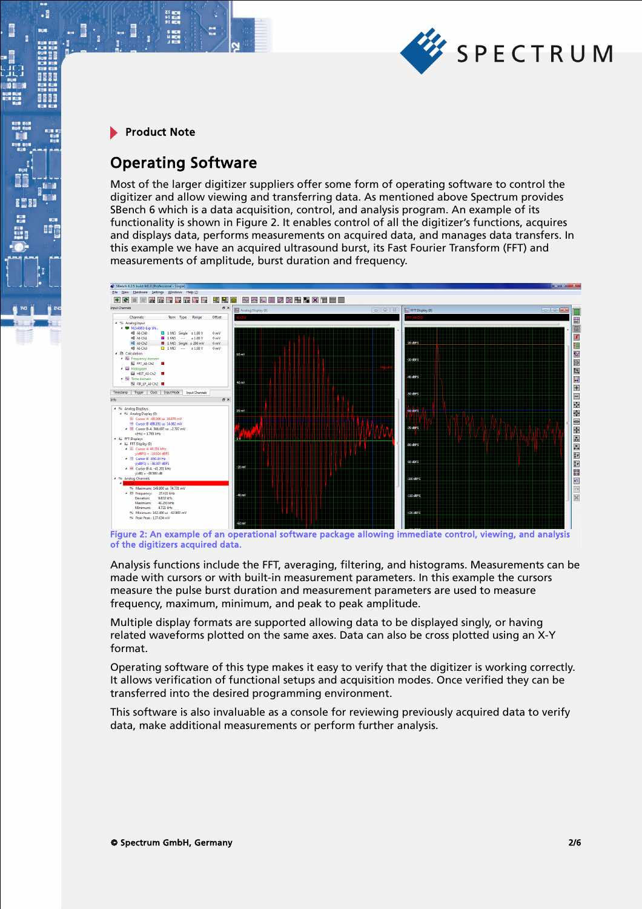Product Note

## Operating Software

Most of the larger digitizer suppliers offer some form of operating software to control the digitizer and allow viewing and transferring data. As mentioned above Spectrum provides SBench 6 which is a data acquisition, control, and analysis program. An example of its functionality is shown in Figure 2. It enables control of all the digitizer's functions, acquires and displays data, performs measurements on acquired data, and manages data transfers. In this example we have an acquired ultrasound burst, its Fast Fourier Transform (FFT) and measurements of amplitude, burst duration and frequency.

Figure 2: An example of an operational software package allowing immediate control, viewing, and analysis of the digitizers acquired data.

Analysis functions include the FFT, averaging, filtering, and histograms. Measurements can be made with cursors or with built-in measurement parameters. In this example the cursors measure the pulse burst duration and measurement parameters are used to measure frequency, maximum, minimum, and peak to peak amplitude.

Multiple display formats are supported allowing data to be displayed singly, or having related waveforms plotted on the same axes. Data can also be cross plotted using an X-Y format.

Operating software of this type makes it easy to verify that the digitizer is working correctly. It allows verification of functional setups and acquisition modes. Once verified they can be transferred into the desired programming environment.

This software is also invaluable as a console for reviewing previously acquired data to verify data, make additional measurements or perform further analysis.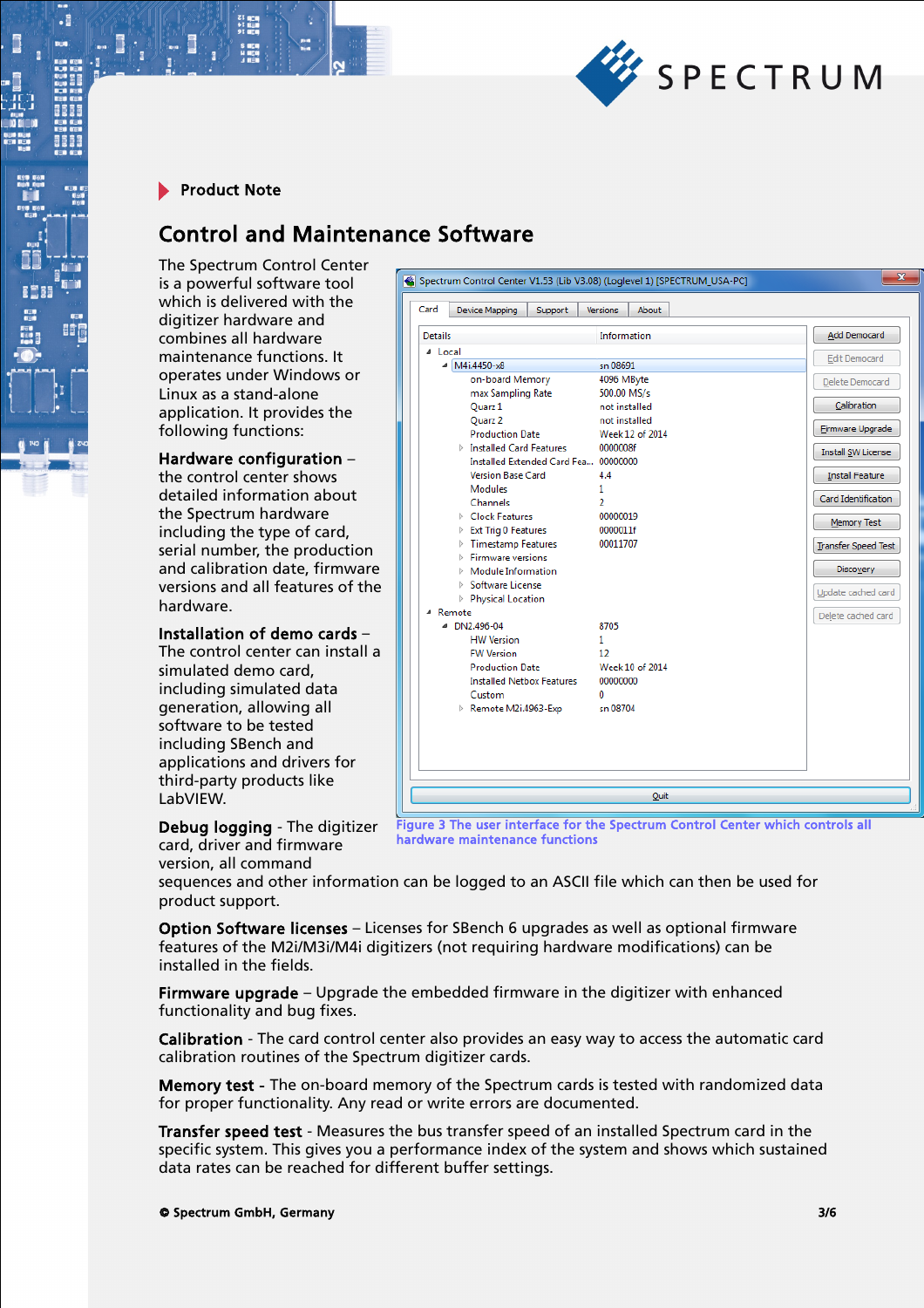Product Note

## Control and Maintenance Software

The Spectrum Control Center is a powerful software tool which is delivered with the digitizer hardware and combines all hardware maintenance functions. It operates under Windows or Linux as a stand-alone application. It provides the following functions:

**Hardware configuration** – the control center shows detailed information about the Spectrum hardware including the type of card, serial number, the production and calibration date, firmware versions and all features of the hardware.

**Installation of demo cards** – The control center can install a simulated demo card, including simulated data generation, allowing all software to be tested including SBench and applications and drivers for third-party products like LabVIEW.

Figure 3 The user interface for the Spectrum Control Center which controls all hardware maintenance functions

**Debug logging** - The digitizer card, driver and firmware version, all command sequences and other information can be logged to an ASCII file which can then be used for product support.

**Option Software licenses** – Licenses for SBench 6 upgrades as well as optional firmware features of the M2i/M3i/M4i digitizers (not requiring hardware modifications) can be installed in the fields.

**Firmware upgrade** – Upgrade the embedded firmware in the digitizer with enhanced functionality and bug fixes.

**Calibration** - The card control center also provides an easy way to access the automatic card calibration routines of the Spectrum digitizer cards.

**Memory test** - The on-board memory of the Spectrum cards is tested with randomized data for proper functionality. Any read or write errors are documented.

**Transfer speed test** - Measures the bus transfer speed of an installed Spectrum card in the specific system. This gives you a performance index of the system and shows which sustained data rates can be reached for different buffer settings.

© Spectrum GmbH, Germany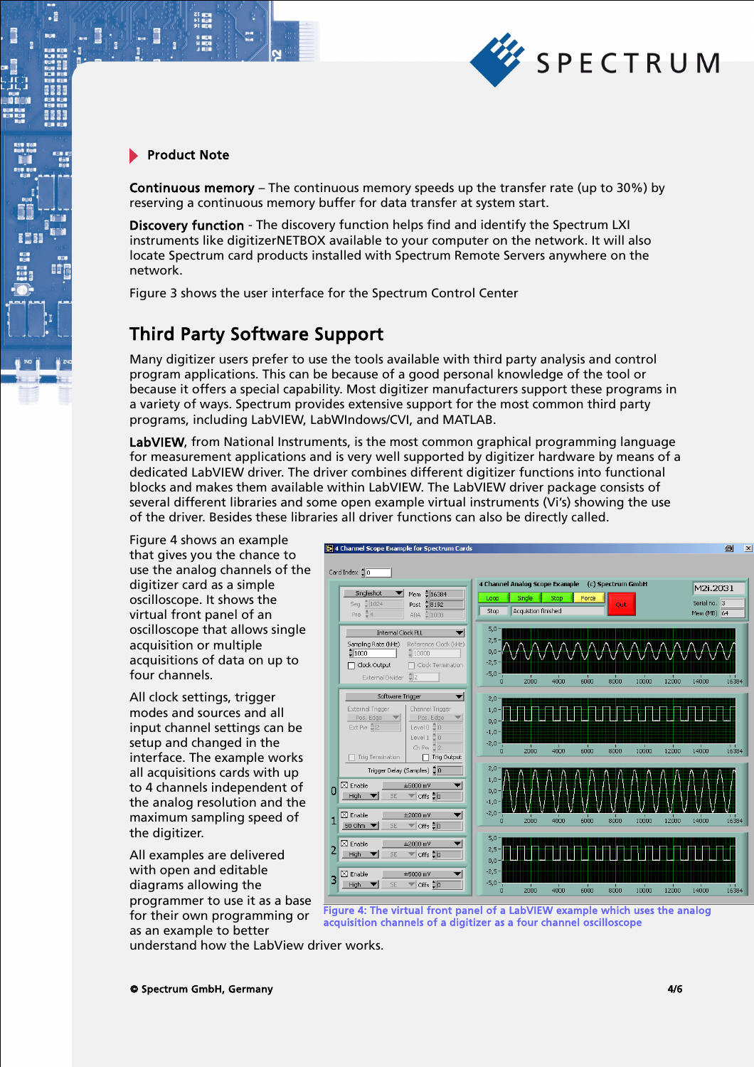Product Note

**Continuous memory** – The continuous memory speeds up the transfer rate (up to 30%) by reserving a continuous memory buffer for data transfer at system start.

**Discovery function** - The discovery function helps find and identify the Spectrum LXI instruments like digitizerNETBOX available to your computer on the network. It will also locate Spectrum card products installed with Spectrum Remote Servers anywhere on the network.

Figure 3 shows the user interface for the Spectrum Control Center

## Third Party Software Support

Many digitizer users prefer to use the tools available with third party analysis and control program applications. This can be because of a good personal knowledge of the tool or because it offers a special capability. Most digitizer manufacturers support these programs in a variety of ways. Spectrum provides extensive support for the most common third party programs, including LabVIEW, LabWIndows/CVI, and MATLAB.

**LabVIEW**, from National Instruments, is the most common graphical programming language for measurement applications and is very well supported by digitizer hardware by means of a dedicated LabVIEW driver. The driver combines different digitizer functions into functional blocks and makes them available within LabVIEW. The LabVIEW driver package consists of several different libraries and some open example virtual instruments (Vi's) showing the use of the driver. Besides these libraries all driver functions can also be directly called.

Figure 4 shows an example that gives you the chance to use the analog channels of the digitizer card as a simple oscilloscope. It shows the virtual front panel of an oscilloscope that allows single acquisition or multiple acquisitions of data on up to four channels.

All clock settings, trigger modes and sources and all input channel settings can be setup and changed in the interface. The example works all acquisitions cards with up to 4 channels independent of the analog resolution and the maximum sampling speed of the digitizer.

All examples are delivered with open and editable diagrams allowing the programmer to use it as a base for their own programming or as an example to better understand how the LabView driver works.

Figure 4: The virtual front panel of a LabVIEW example which uses the analog acquisition channels of a digitizer as a four channel oscilloscope

© Spectrum GmbH, Germany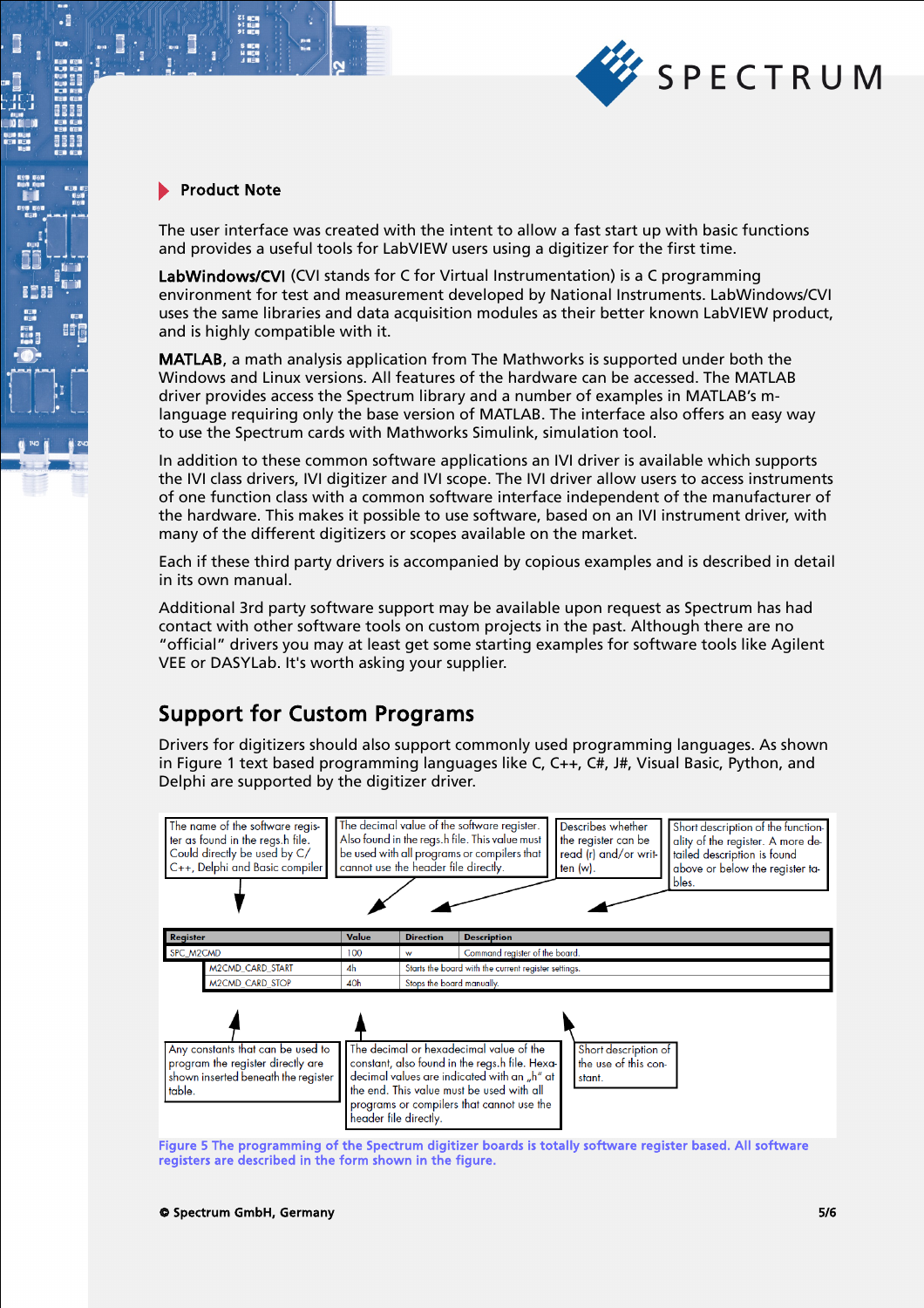## Product Note

The user interface was created with the intent to allow a fast start up with basic functions and provides a useful tools for LabVIEW users using a digitizer for the first time.

**LabWindows/CVI** (CVI stands for C for Virtual Instrumentation) is a C programming environment for test and measurement developed by National Instruments. LabWindows/CVI uses the same libraries and data acquisition modules as their better known LabVIEW product, and is highly compatible with it.

**MATLAB**, a math analysis application from The Mathworks is supported under both the Windows and Linux versions. All features of the hardware can be accessed. The MATLAB driver provides access the Spectrum library and a number of examples in MATLAB's m-language requiring only the base version of MATLAB. The interface also offers an easy way to use the Spectrum cards with Mathworks Simulink, simulation tool.

In addition to these common software applications an IVI driver is available which supports the IVI class drivers, IVI digitizer and IVI scope. The IVI driver allow users to access instruments of one function class with a common software interface independent of the manufacturer of the hardware. This makes it possible to use software, based on an IVI instrument driver, with many of the different digitizers or scopes available on the market.

Each if these third party drivers is accompanied by copious examples and is described in detail in its own manual.

Additional 3rd party software support may be available upon request as Spectrum has had contact with other software tools on custom projects in the past. Although there are no "official" drivers you may at least get some starting examples for software tools like Agilent VEE or DASYLab. It's worth asking your supplier.

## Support for Custom Programs

Drivers for digitizers should also support commonly used programming languages. As shown in Figure 1 text based programming languages like C, C++, C#, J#, Visual Basic, Python, and Delphi are supported by the digitizer driver.

The name of the software register as found in the regs.h file. Could directly be used by C/C++, Delphi and Basic compiler

The decimal value of the software register. Also found in the regs.h file. This value must be used with all programs or compilers that cannot use the header file directly.

Describes whether the register can be read (r) and/or written (w).

Short description of the functionality of the register. A more detailed description is found above or below the register tables.

| Register | Value | Direction | Description |
|---|---|---|---|
| SPC_M2CMD | 100 | w | Command register of the board. |
| M2CMD_CARD_START | 4h | Starts the board with the current register settings. | |
| M2CMD_CARD_STOP | 40h | Stops the board manually. | |

Any constants that can be used to program the register directly are shown inserted beneath the register table.

The decimal or hexadecimal value of the constant, also found in the regs.h file. Hexadecimal values are indicated with an „h" at the end. This value must be used with all programs or compilers that cannot use the header file directly.

Short description of the use of this constant.

**Figure 5 The programming of the Spectrum digitizer boards is totally software register based. All software registers are described in the form shown in the figure.**

© Spectrum GmbH, Germany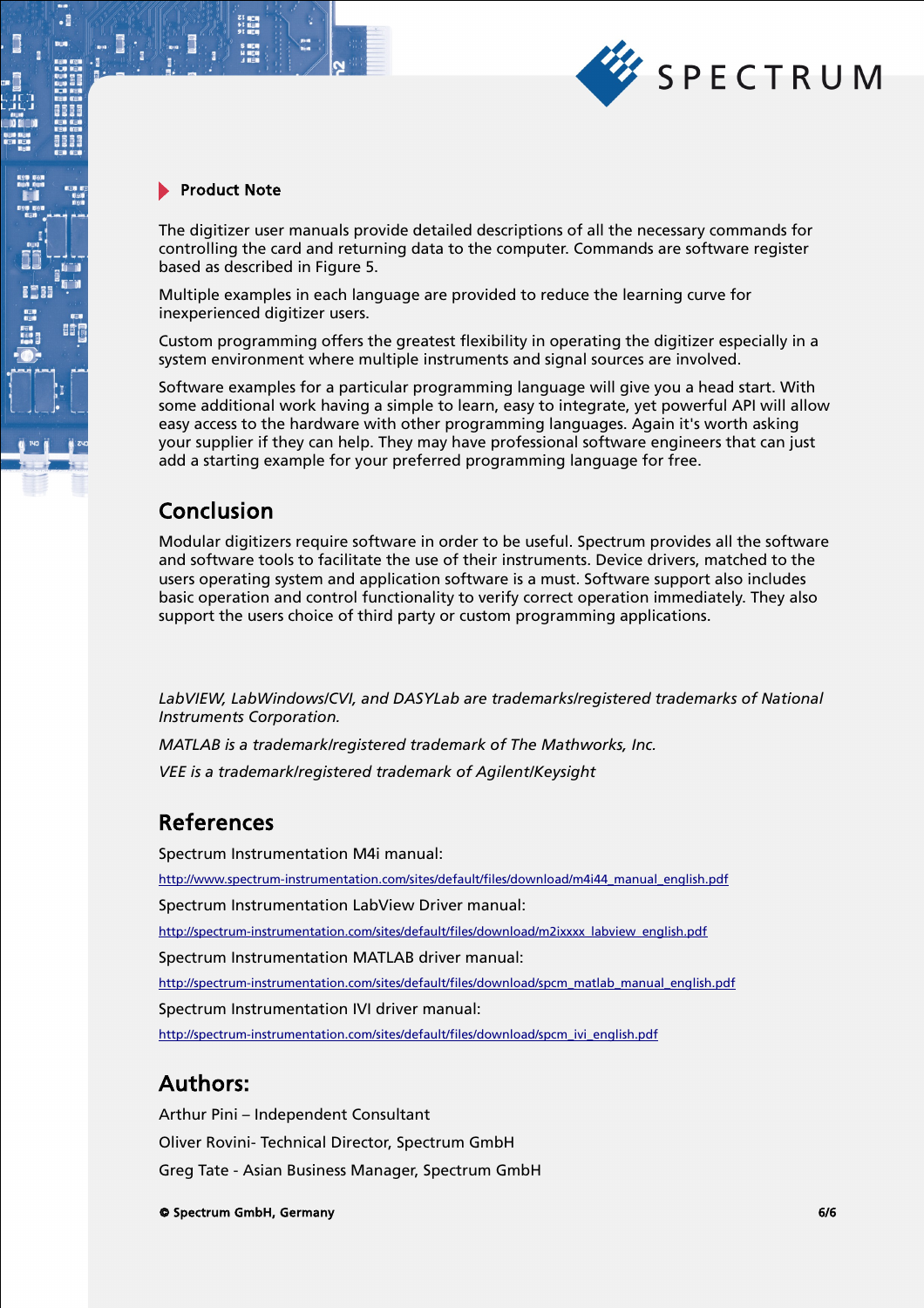Product Note

The digitizer user manuals provide detailed descriptions of all the necessary commands for controlling the card and returning data to the computer. Commands are software register based as described in Figure 5.

Multiple examples in each language are provided to reduce the learning curve for inexperienced digitizer users.

Custom programming offers the greatest flexibility in operating the digitizer especially in a system environment where multiple instruments and signal sources are involved.

Software examples for a particular programming language will give you a head start. With some additional work having a simple to learn, easy to integrate, yet powerful API will allow easy access to the hardware with other programming languages. Again it's worth asking your supplier if they can help. They may have professional software engineers that can just add a starting example for your preferred programming language for free.

## Conclusion

Modular digitizers require software in order to be useful. Spectrum provides all the software and software tools to facilitate the use of their instruments. Device drivers, matched to the users operating system and application software is a must. Software support also includes basic operation and control functionality to verify correct operation immediately. They also support the users choice of third party or custom programming applications.

*LabVIEW, LabWindows/CVI, and DASYLab are trademarks/registered trademarks of National Instruments Corporation.*

*MATLAB is a trademark/registered trademark of The Mathworks, Inc.*

*VEE is a trademark/registered trademark of Agilent/Keysight*

## References

Spectrum Instrumentation M4i manual:

http://www.spectrum-instrumentation.com/sites/default/files/download/m4i44_manual_english.pdf

Spectrum Instrumentation LabView Driver manual:

http://spectrum-instrumentation.com/sites/default/files/download/m2ixxxx_labview_english.pdf

Spectrum Instrumentation MATLAB driver manual:

http://spectrum-instrumentation.com/sites/default/files/download/spcm_matlab_manual_english.pdf

Spectrum Instrumentation IVI driver manual:

http://spectrum-instrumentation.com/sites/default/files/download/spcm_ivi_english.pdf

## Authors:

Arthur Pini – Independent Consultant

Oliver Rovini- Technical Director, Spectrum GmbH

Greg Tate - Asian Business Manager, Spectrum GmbH